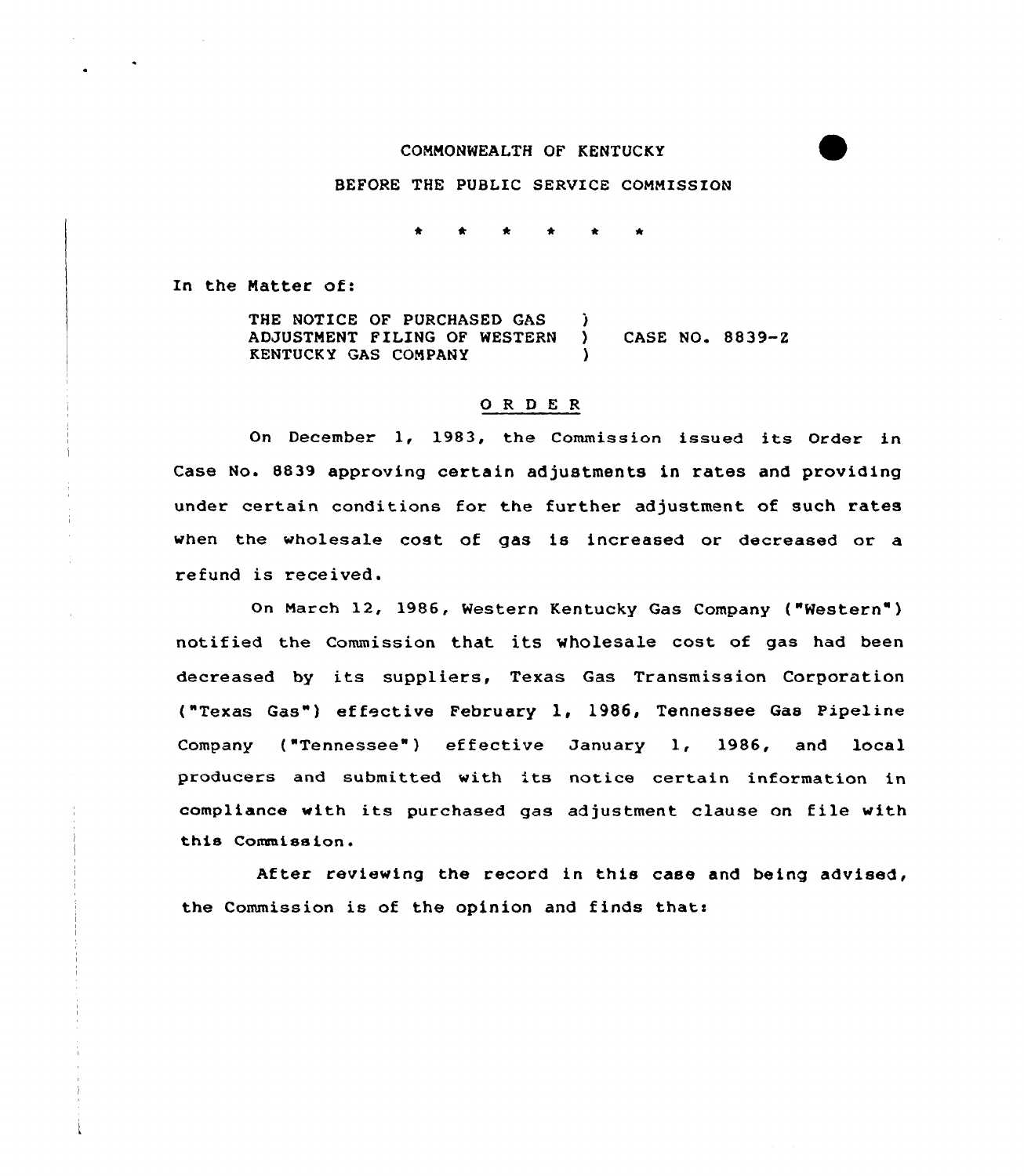COMMONWEALTH OF KENTUCKY

BEFORE THE PUBLIC SERVICE COMMISSION

\* \* \* \* \* \*

In the Matter of:

THE NOTICE OF PURCHASED GAS ADJUSTMENT FILING OF WESTERN KENTUCKY GAS COMPANY ) CASE NO. 8839-Z

## O R D E R

On December 1, 1983, the Commission issued its Order in Case No. 8839 approving certain adjustments in rates and providing under certain conditions for the further adjustment of such rates when the wholesale cost of gas is increased or decreased or a refund is received.

On March 12, 1986, Western Kentucky Gas Company ("Western") notified the Commission that its wholesale cost of gas had been decreased by its suppliers, Texas Gas Transmission Corporation ("Texas Gas") effective February 1, 1986, Tennessee Gas Pipeline Company ("Tennessee") effective January 1, 1986, and local producers and submitted with its notice certain information in compliance with its purchased gas adjustment clause on file with this Commission.

After reviewing the record in this case and being advised, the Commission is of the opinion and finds that: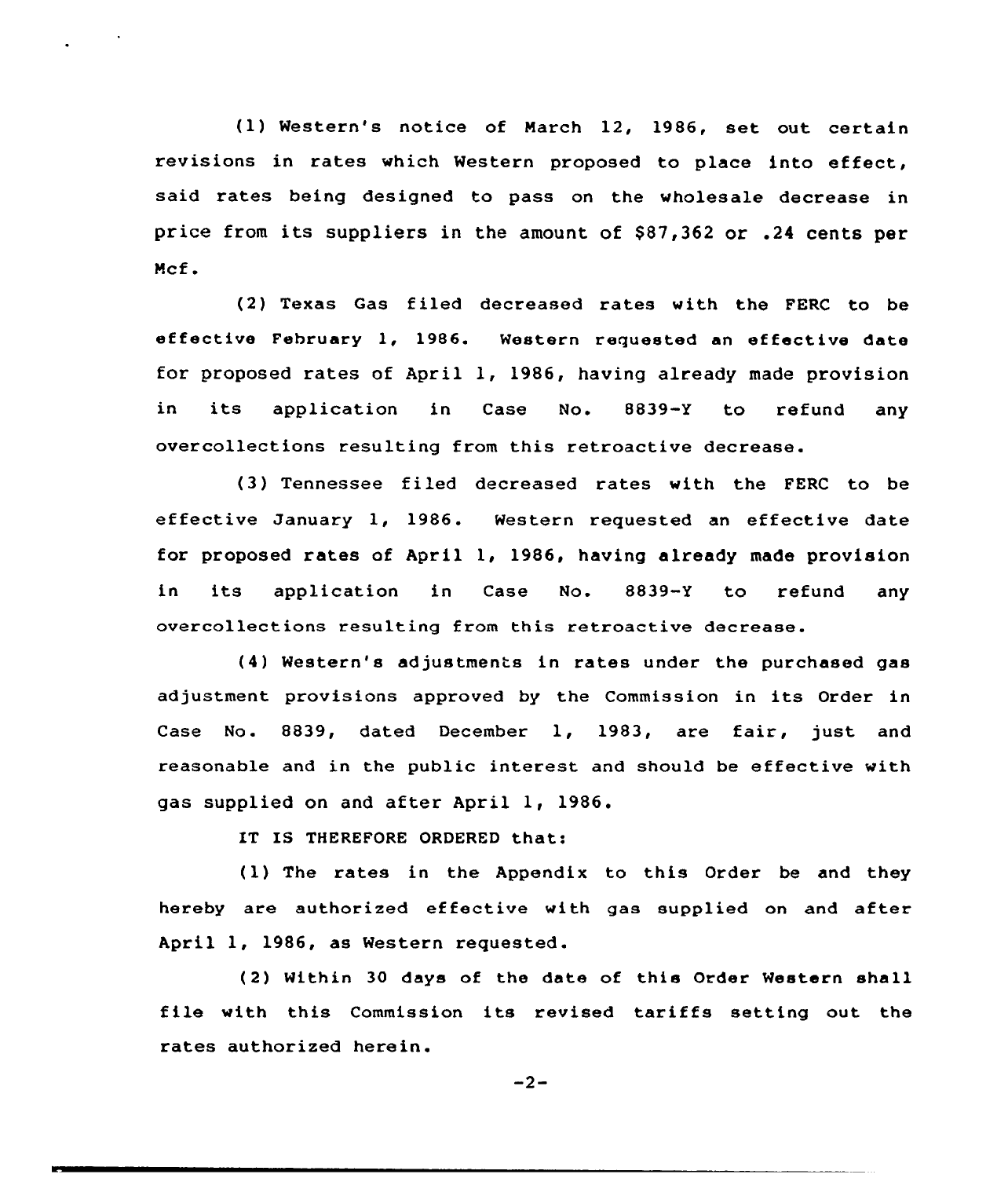(1) Western's notice of March 12, 1986, set out certain revisions in rates which Western proposed to place into effect, said rates being designed to pass on the wholesale decrease in price from its suppliers in the amount of $87,362 or .24 cents per Mcf.

(2) Texas Gas filed decreased rates with the FERC to be effective February 1, 1986. Western requested an effective date for proposed rates of April 1, 1986, having already made provision in its application in Case No. 8839-Y to refund any overcollections resulting from this retroactive decrease.

(3) Tennessee filed decreased rates with the FERC to be effective January 1, 1986. Western requested an effective date for proposed rates of April 1, 1986, having already made provision in its application in Case No. 8839-Y to refund any overcollections resulting from this retroactive decrease.

(4) Western's adjustments in rates under the purchased gas adjustment provisions approved by the Commission in its Order in Case No. 8839, dated December 1, 1983, are fair, just and reasonable and in the public interest and should be effective with gas supplied on and after April 1, 1986.

IT IS THEREFORE ORDERED that:

(1) The rates in the Appendix to this Order be and they hereby are authorized effective with gas supplied on and after April 1, 1986, as Western requested.

(2) Within 30 days of the date of this Order Western shall file with this Commission its revised tariffs setting out the rates authorized herein.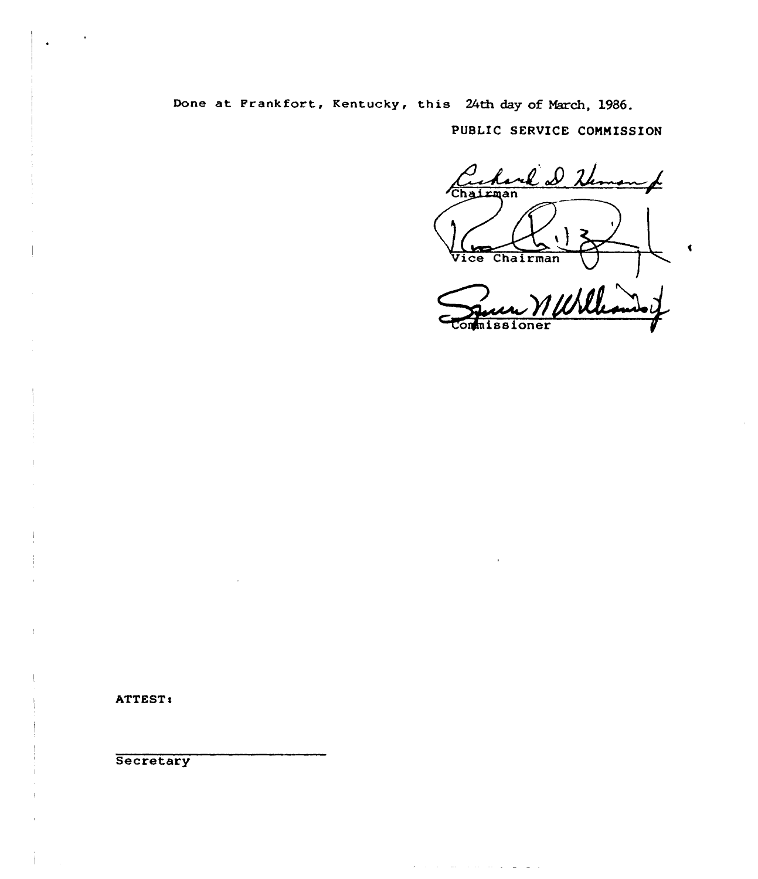Done at Frankfort, Kentucky, this 24th day of March, 1986.

PUBLIC SERVICE COMMISSION

Chairman

Vice Chairman

Commissioner

ATTEST:

Secretary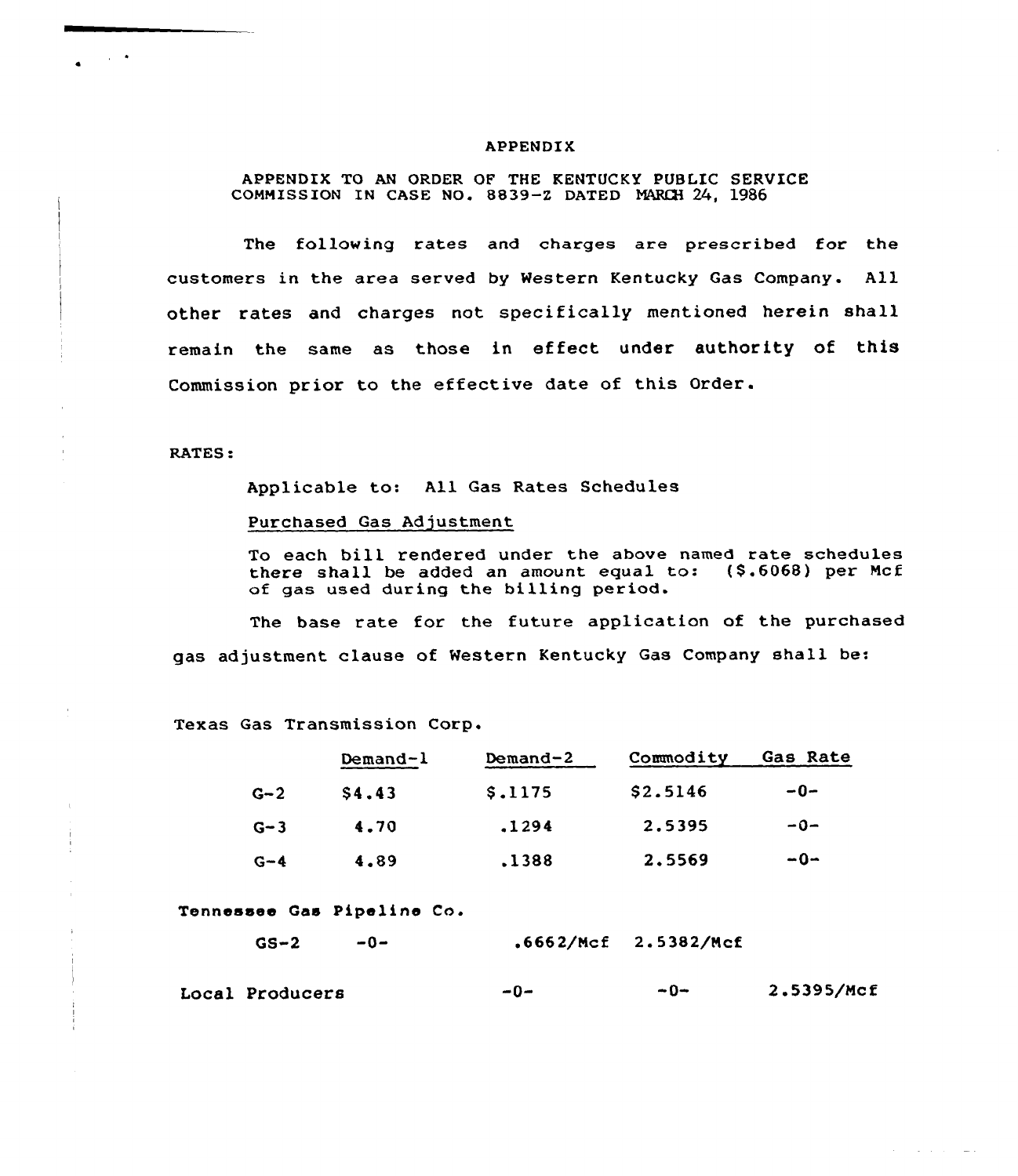# APPENDIX

APPENDIX TO AN ORDER OF THE KENTUCKY PUBLIC SERVICE COMMISSION IN CASE NO. 8839-Z DATED MARCH 24, 1986

The following rates and charges are prescribed for the customers in the area served by Western Kentucky Gas Company. All other rates and charges not specifically mentioned herein shall remain the same as those in effect under authority of this Commission prior to the effective date of this Order.

RATES:

Applicable to: All Gas Rates Schedules

Purchased Gas Adjustment

To each bill rendered under the above named rate schedules there shall be added an amount equal to: ($.6068) per Mcf of gas used during the billing period.

The base rate for the future application of the purchased gas adjustment clause of Western Kentucky Gas Company shall be:

| | | Demand-1 | Demand-2 | Commodity | Gas Rate |
|---|---|---|---|---|---|
| Texas Gas Transmission Corp. | | | | | |
| | G-2 | $4.43 | $.1175 | $2.5146 | -0- |
| | G-3 | 4.70 | .1294 | 2.5395 | -0- |
| | G-4 | 4.89 | .1388 | 2.5569 | -0- |
| Tennessee Gas Pipeline Co. | | | | | |
| | GS-2 | -0- | .6662/Mcf | 2.5382/Mcf | |
| Local Producers | | | -0- | -0- | 2.5395/Mcf |